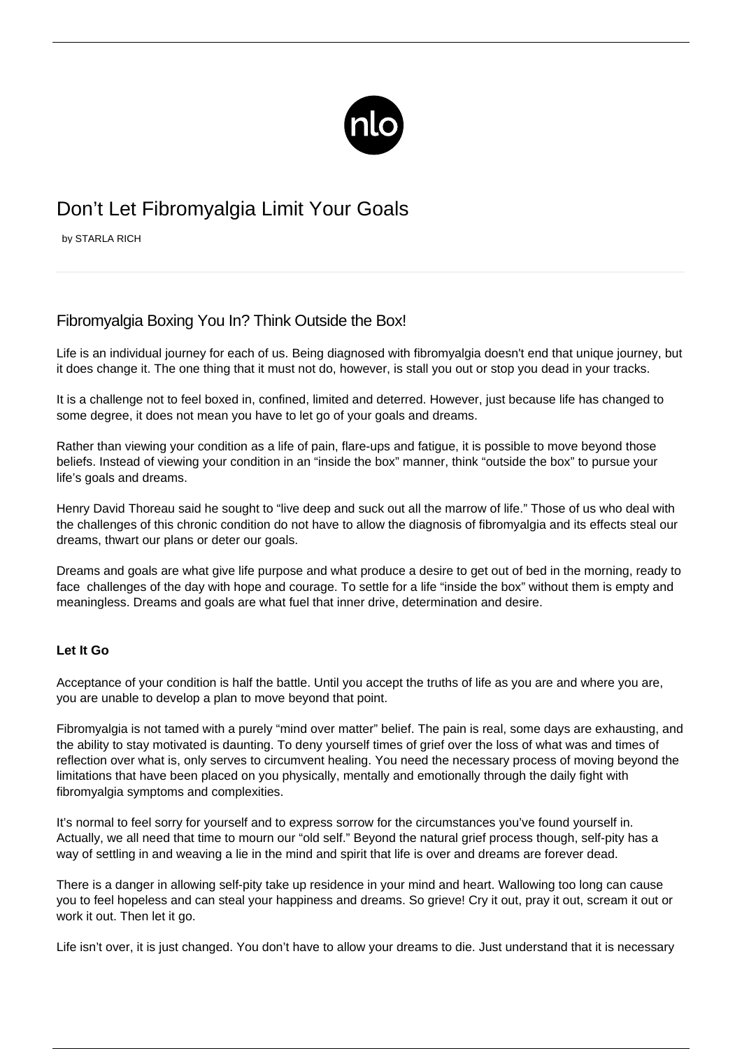# Don’t Let Fibromyalgia Limit Your Goals

by STARLA RICH

## Fibromyalgia Boxing You In? Think Outside the Box!

Life is an individual journey for each of us. Being diagnosed with fibromyalgia doesn't end that unique journey, but it does change it. The one thing that it must not do, however, is stall you out or stop you dead in your tracks.

It is a challenge not to feel boxed in, confined, limited and deterred. However, just because life has changed to some degree, it does not mean you have to let go of your goals and dreams.

Rather than viewing your condition as a life of pain, flare-ups and fatigue, it is possible to move beyond those beliefs. Instead of viewing your condition in an “inside the box” manner, think “outside the box” to pursue your life’s goals and dreams.

Henry David Thoreau said he sought to “live deep and suck out all the marrow of life.” Those of us who deal with the challenges of this chronic condition do not have to allow the diagnosis of fibromyalgia and its effects steal our dreams, thwart our plans or deter our goals.

Dreams and goals are what give life purpose and what produce a desire to get out of bed in the morning, ready to face challenges of the day with hope and courage. To settle for a life “inside the box” without them is empty and meaningless. Dreams and goals are what fuel that inner drive, determination and desire.

### Let It Go

Acceptance of your condition is half the battle. Until you accept the truths of life as you are and where you are, you are unable to develop a plan to move beyond that point.

Fibromyalgia is not tamed with a purely “mind over matter” belief. The pain is real, some days are exhausting, and the ability to stay motivated is daunting. To deny yourself times of grief over the loss of what was and times of reflection over what is, only serves to circumvent healing. You need the necessary process of moving beyond the limitations that have been placed on you physically, mentally and emotionally through the daily fight with fibromyalgia symptoms and complexities.

It’s normal to feel sorry for yourself and to express sorrow for the circumstances you’ve found yourself in. Actually, we all need that time to mourn our “old self.” Beyond the natural grief process though, self-pity has a way of settling in and weaving a lie in the mind and spirit that life is over and dreams are forever dead.

There is a danger in allowing self-pity take up residence in your mind and heart. Wallowing too long can cause you to feel hopeless and can steal your happiness and dreams. So grieve! Cry it out, pray it out, scream it out or work it out. Then let it go.

Life isn’t over, it is just changed. You don’t have to allow your dreams to die. Just understand that it is necessary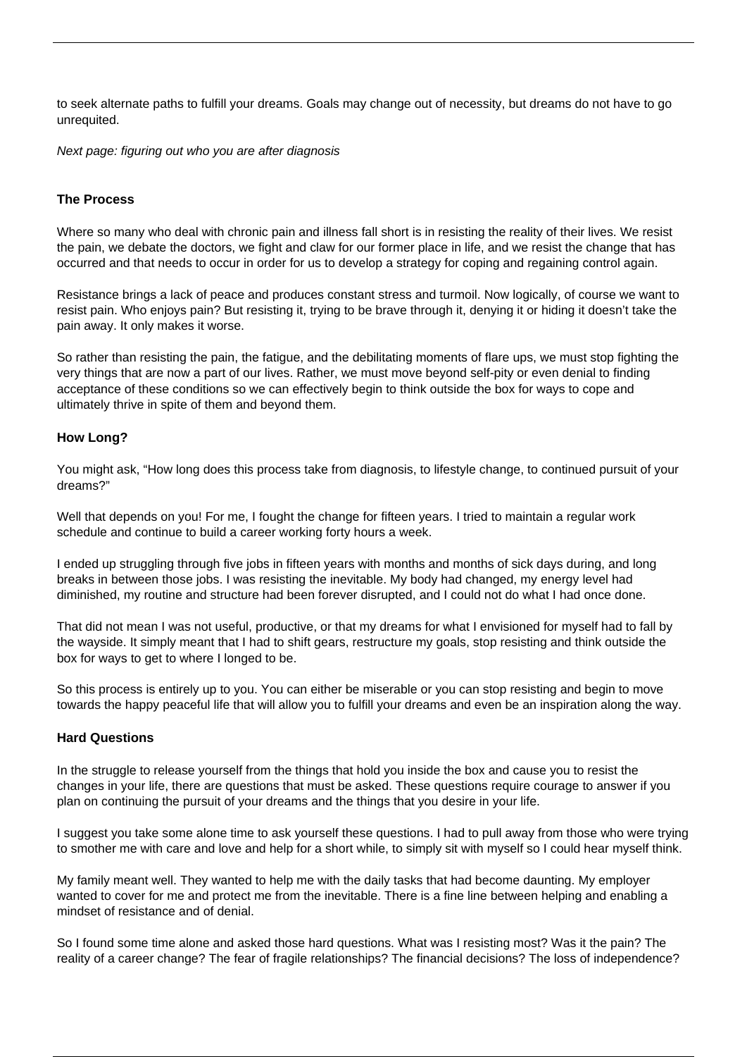to seek alternate paths to fulfill your dreams. Goals may change out of necessity, but dreams do not have to go unrequited.

*Next page: figuring out who you are after diagnosis*

### The Process

Where so many who deal with chronic pain and illness fall short is in resisting the reality of their lives. We resist the pain, we debate the doctors, we fight and claw for our former place in life, and we resist the change that has occurred and that needs to occur in order for us to develop a strategy for coping and regaining control again.

Resistance brings a lack of peace and produces constant stress and turmoil. Now logically, of course we want to resist pain. Who enjoys pain? But resisting it, trying to be brave through it, denying it or hiding it doesn't take the pain away. It only makes it worse.

So rather than resisting the pain, the fatigue, and the debilitating moments of flare ups, we must stop fighting the very things that are now a part of our lives. Rather, we must move beyond self-pity or even denial to finding acceptance of these conditions so we can effectively begin to think outside the box for ways to cope and ultimately thrive in spite of them and beyond them.

### How Long?

You might ask, "How long does this process take from diagnosis, to lifestyle change, to continued pursuit of your dreams?"

Well that depends on you! For me, I fought the change for fifteen years. I tried to maintain a regular work schedule and continue to build a career working forty hours a week.

I ended up struggling through five jobs in fifteen years with months and months of sick days during, and long breaks in between those jobs. I was resisting the inevitable. My body had changed, my energy level had diminished, my routine and structure had been forever disrupted, and I could not do what I had once done.

That did not mean I was not useful, productive, or that my dreams for what I envisioned for myself had to fall by the wayside. It simply meant that I had to shift gears, restructure my goals, stop resisting and think outside the box for ways to get to where I longed to be.

So this process is entirely up to you. You can either be miserable or you can stop resisting and begin to move towards the happy peaceful life that will allow you to fulfill your dreams and even be an inspiration along the way.

### Hard Questions

In the struggle to release yourself from the things that hold you inside the box and cause you to resist the changes in your life, there are questions that must be asked. These questions require courage to answer if you plan on continuing the pursuit of your dreams and the things that you desire in your life.

I suggest you take some alone time to ask yourself these questions. I had to pull away from those who were trying to smother me with care and love and help for a short while, to simply sit with myself so I could hear myself think.

My family meant well. They wanted to help me with the daily tasks that had become daunting. My employer wanted to cover for me and protect me from the inevitable. There is a fine line between helping and enabling a mindset of resistance and of denial.

So I found some time alone and asked those hard questions. What was I resisting most? Was it the pain? The reality of a career change? The fear of fragile relationships? The financial decisions? The loss of independence?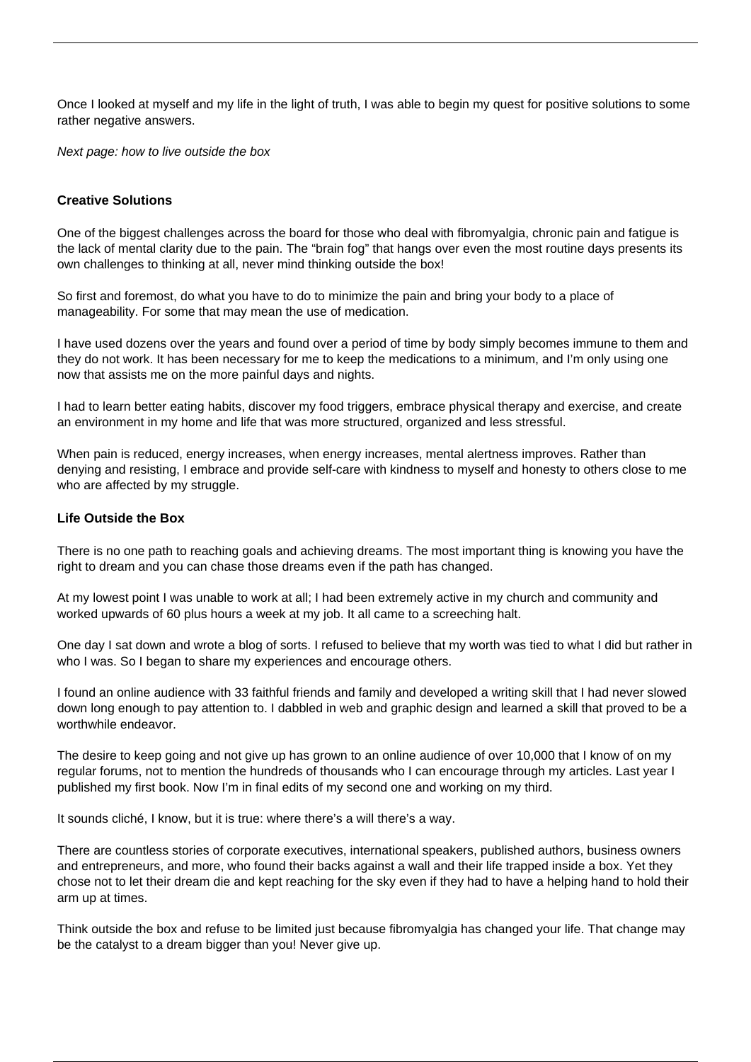Once I looked at myself and my life in the light of truth, I was able to begin my quest for positive solutions to some rather negative answers.

*Next page: how to live outside the box*

**Creative Solutions**

One of the biggest challenges across the board for those who deal with fibromyalgia, chronic pain and fatigue is the lack of mental clarity due to the pain. The “brain fog” that hangs over even the most routine days presents its own challenges to thinking at all, never mind thinking outside the box!

So first and foremost, do what you have to do to minimize the pain and bring your body to a place of manageability. For some that may mean the use of medication.

I have used dozens over the years and found over a period of time by body simply becomes immune to them and they do not work. It has been necessary for me to keep the medications to a minimum, and I’m only using one now that assists me on the more painful days and nights.

I had to learn better eating habits, discover my food triggers, embrace physical therapy and exercise, and create an environment in my home and life that was more structured, organized and less stressful.

When pain is reduced, energy increases, when energy increases, mental alertness improves. Rather than denying and resisting, I embrace and provide self-care with kindness to myself and honesty to others close to me who are affected by my struggle.

**Life Outside the Box**

There is no one path to reaching goals and achieving dreams. The most important thing is knowing you have the right to dream and you can chase those dreams even if the path has changed.

At my lowest point I was unable to work at all; I had been extremely active in my church and community and worked upwards of 60 plus hours a week at my job. It all came to a screeching halt.

One day I sat down and wrote a blog of sorts. I refused to believe that my worth was tied to what I did but rather in who I was. So I began to share my experiences and encourage others.

I found an online audience with 33 faithful friends and family and developed a writing skill that I had never slowed down long enough to pay attention to. I dabbled in web and graphic design and learned a skill that proved to be a worthwhile endeavor.

The desire to keep going and not give up has grown to an online audience of over 10,000 that I know of on my regular forums, not to mention the hundreds of thousands who I can encourage through my articles. Last year I published my first book. Now I’m in final edits of my second one and working on my third.

It sounds cliché, I know, but it is true: where there’s a will there’s a way.

There are countless stories of corporate executives, international speakers, published authors, business owners and entrepreneurs, and more, who found their backs against a wall and their life trapped inside a box. Yet they chose not to let their dream die and kept reaching for the sky even if they had to have a helping hand to hold their arm up at times.

Think outside the box and refuse to be limited just because fibromyalgia has changed your life. That change may be the catalyst to a dream bigger than you! Never give up.